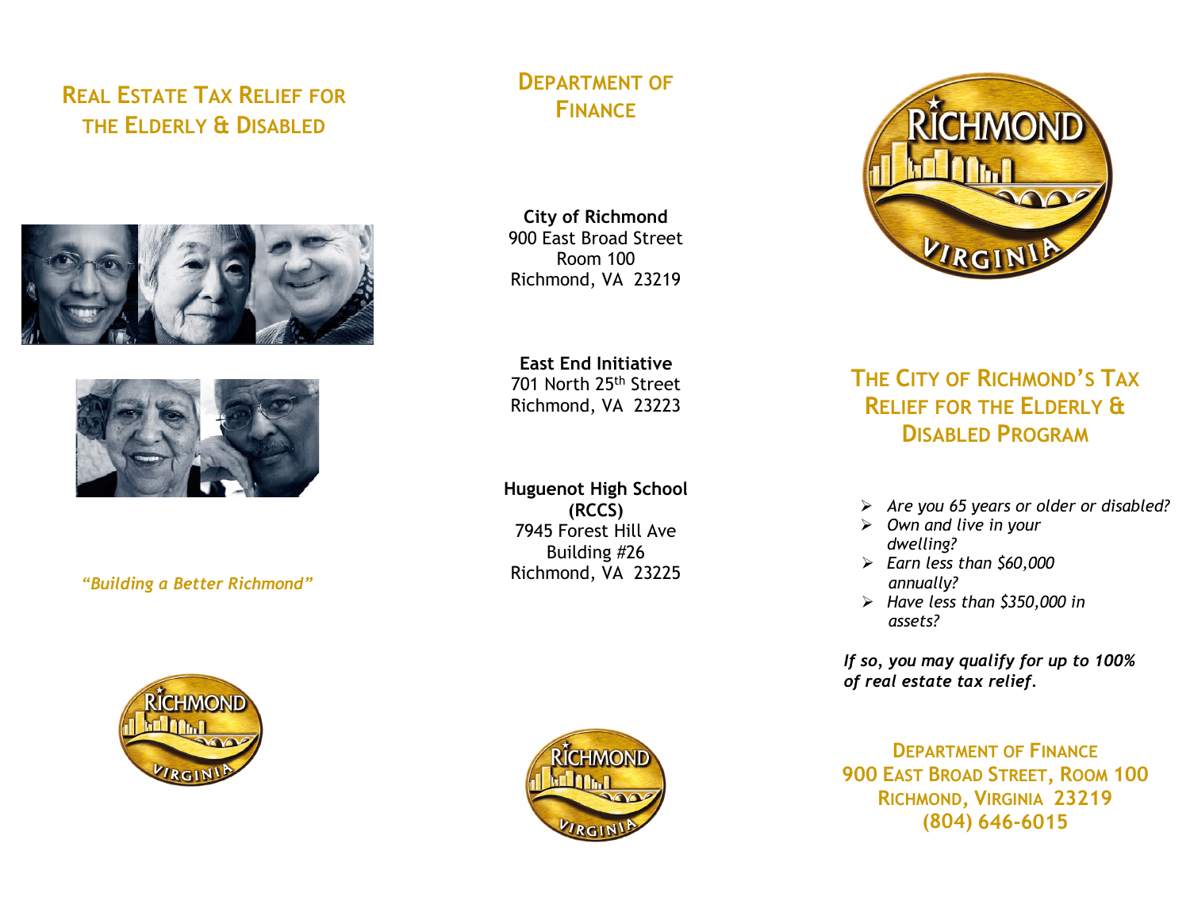# Real Estate Tax Relief for the Elderly & Disabled

*"Building a Better Richmond"*

## Department of Finance

**City of Richmond**
900 East Broad Street
Room 100
Richmond, VA 23219

**East End Initiative**
701 North 25th Street
Richmond, VA 23223

**Huguenot High School (RCCS)**
7945 Forest Hill Ave
Building #26
Richmond, VA 23225

## The City of Richmond's Tax Relief for the Elderly & Disabled Program

- *Are you 65 years or older or disabled?*
- *Own and live in your dwelling?*
- *Earn less than $60,000 annually?*
- *Have less than $350,000 in assets?*

***If so, you may qualify for up to 100% of real estate tax relief.***

**Department of Finance**
**900 East Broad Street, Room 100**
**Richmond, Virginia 23219**
**(804) 646-6015**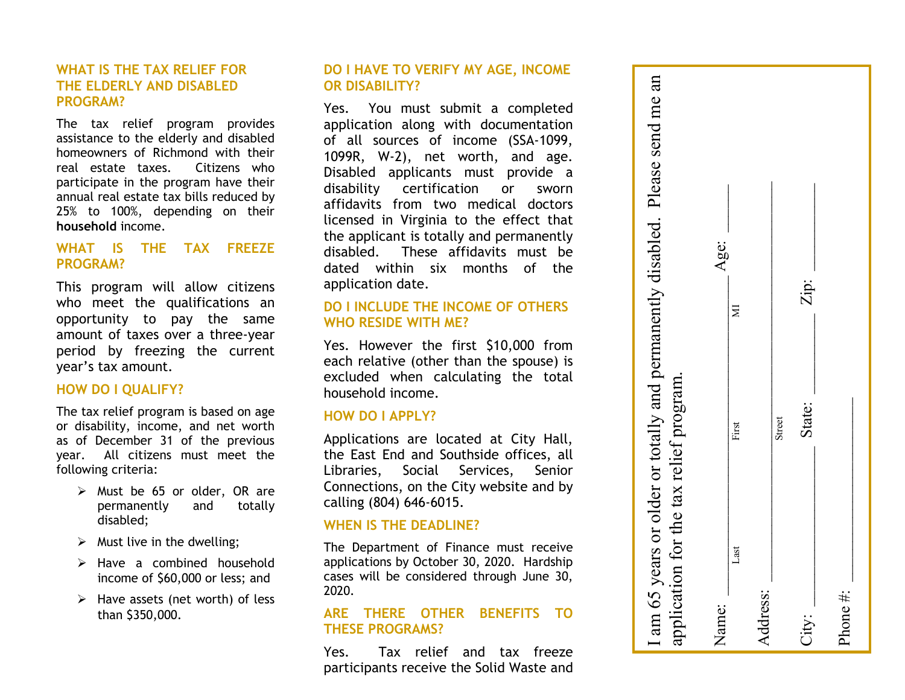## WHAT IS THE TAX RELIEF FOR THE ELDERLY AND DISABLED PROGRAM?

The tax relief program provides assistance to the elderly and disabled homeowners of Richmond with their real estate taxes. Citizens who participate in the program have their annual real estate tax bills reduced by 25% to 100%, depending on their **household** income.

## WHAT IS THE TAX FREEZE PROGRAM?

This program will allow citizens who meet the qualifications an opportunity to pay the same amount of taxes over a three-year period by freezing the current year's tax amount.

## HOW DO I QUALIFY?

The tax relief program is based on age or disability, income, and net worth as of December 31 of the previous year. All citizens must meet the following criteria:

- Must be 65 or older, OR are permanently and totally disabled;
- Must live in the dwelling;
- Have a combined household income of $60,000 or less; and
- Have assets (net worth) of less than $350,000.

## DO I HAVE TO VERIFY MY AGE, INCOME OR DISABILITY?

Yes. You must submit a completed application along with documentation of all sources of income (SSA-1099, 1099R, W-2), net worth, and age. Disabled applicants must provide a disability certification or sworn affidavits from two medical doctors licensed in Virginia to the effect that the applicant is totally and permanently disabled. These affidavits must be dated within six months of the application date.

## DO I INCLUDE THE INCOME OF OTHERS WHO RESIDE WITH ME?

Yes. However the first $10,000 from each relative (other than the spouse) is excluded when calculating the total household income.

## HOW DO I APPLY?

Applications are located at City Hall, the East End and Southside offices, all Libraries, Social Services, Senior Connections, on the City website and by calling (804) 646-6015.

## WHEN IS THE DEADLINE?

The Department of Finance must receive applications by October 30, 2020. Hardship cases will be considered through June 30, 2020.

## ARE THERE OTHER BENEFITS TO THESE PROGRAMS?

Yes. Tax relief and tax freeze participants receive the Solid Waste and

I am 65 years or older or totally and permanently disabled. Please send me an application for the tax relief program.

Name: ____________ Last ____________ First ____________ MI ____________ Age: ____________

Address: ____________ Street ____________

City: ____________ State: ____________ Zip: ____________

Phone #: ____________